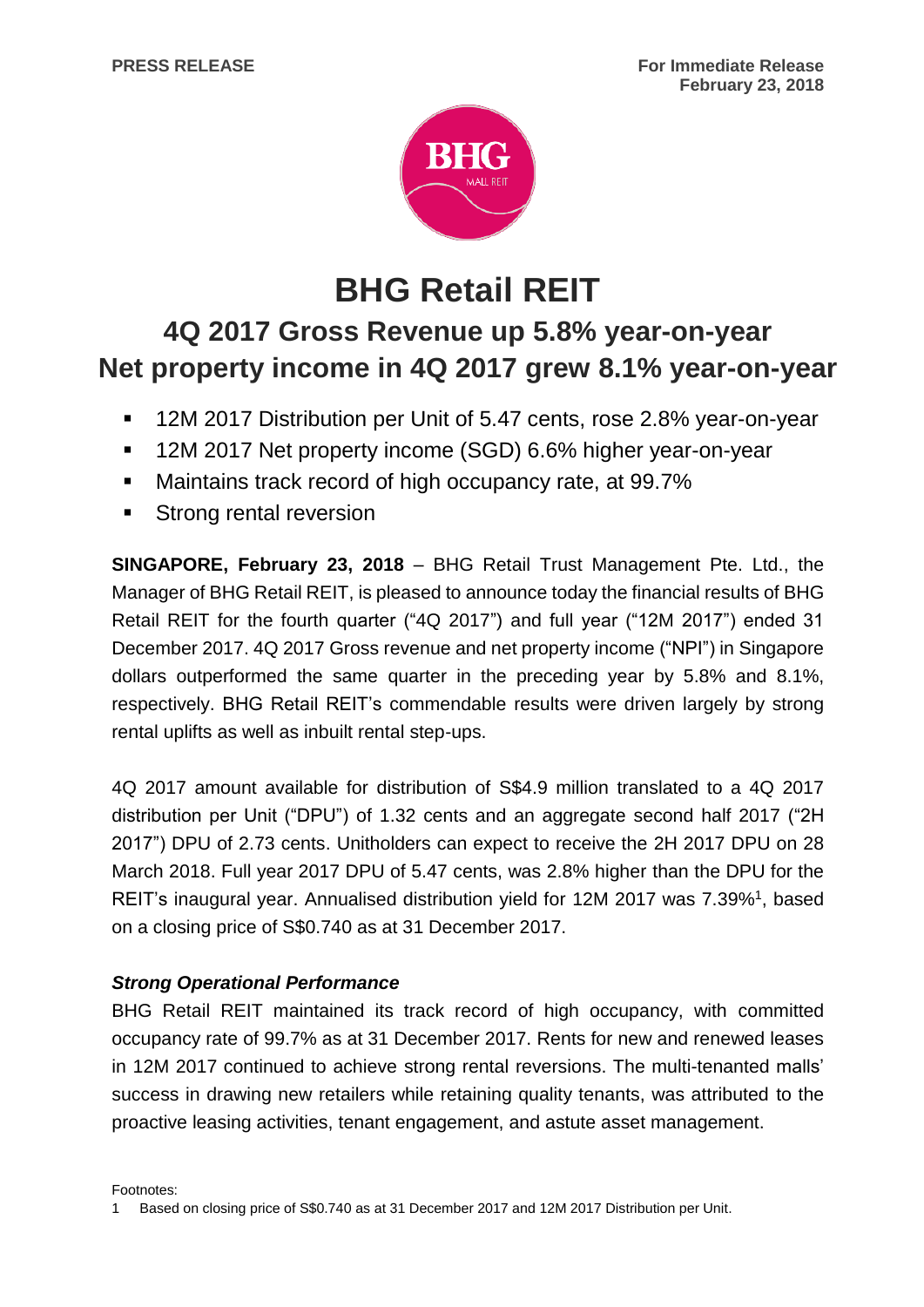**PRESS RELEASE**

**For Immediate Release**
**February 23, 2018**

# BHG Retail REIT

## 4Q 2017 Gross Revenue up 5.8% year-on-year
## Net property income in 4Q 2017 grew 8.1% year-on-year

- 12M 2017 Distribution per Unit of 5.47 cents, rose 2.8% year-on-year
- 12M 2017 Net property income (SGD) 6.6% higher year-on-year
- Maintains track record of high occupancy rate, at 99.7%
- Strong rental reversion

**SINGAPORE, February 23, 2018** – BHG Retail Trust Management Pte. Ltd., the Manager of BHG Retail REIT, is pleased to announce today the financial results of BHG Retail REIT for the fourth quarter ("4Q 2017") and full year ("12M 2017") ended 31 December 2017. 4Q 2017 Gross revenue and net property income ("NPI") in Singapore dollars outperformed the same quarter in the preceding year by 5.8% and 8.1%, respectively. BHG Retail REIT's commendable results were driven largely by strong rental uplifts as well as inbuilt rental step-ups.

4Q 2017 amount available for distribution of S$4.9 million translated to a 4Q 2017 distribution per Unit ("DPU") of 1.32 cents and an aggregate second half 2017 ("2H 2017") DPU of 2.73 cents. Unitholders can expect to receive the 2H 2017 DPU on 28 March 2018. Full year 2017 DPU of 5.47 cents, was 2.8% higher than the DPU for the REIT's inaugural year. Annualised distribution yield for 12M 2017 was 7.39%[1], based on a closing price of S$0.740 as at 31 December 2017.

### *Strong Operational Performance*

BHG Retail REIT maintained its track record of high occupancy, with committed occupancy rate of 99.7% as at 31 December 2017. Rents for new and renewed leases in 12M 2017 continued to achieve strong rental reversions. The multi-tenanted malls' success in drawing new retailers while retaining quality tenants, was attributed to the proactive leasing activities, tenant engagement, and astute asset management.

Footnotes:

1 Based on closing price of S$0.740 as at 31 December 2017 and 12M 2017 Distribution per Unit.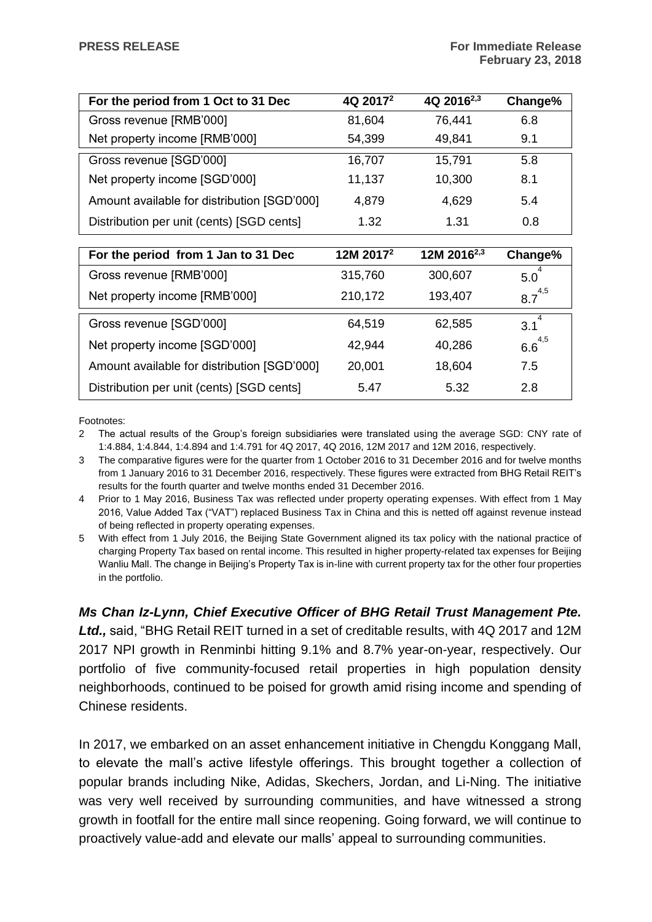**PRESS RELEASE** **For Immediate Release**
**February 23, 2018**

| For the period from 1 Oct to 31 Dec | 4Q 2017[2] | 4Q 2016[2,3] | Change% |
|---|---|---|---|
| Gross revenue [RMB'000] | 81,604 | 76,441 | 6.8 |
| Net property income [RMB'000] | 54,399 | 49,841 | 9.1 |
| Gross revenue [SGD'000] | 16,707 | 15,791 | 5.8 |
| Net property income [SGD'000] | 11,137 | 10,300 | 8.1 |
| Amount available for distribution [SGD'000] | 4,879 | 4,629 | 5.4 |
| Distribution per unit (cents) [SGD cents] | 1.32 | 1.31 | 0.8 |

| For the period from 1 Jan to 31 Dec | 12M 2017[2] | 12M 2016[2,3] | Change% |
|---|---|---|---|
| Gross revenue [RMB'000] | 315,760 | 300,607 | 5.0[4] |
| Net property income [RMB'000] | 210,172 | 193,407 | 8.7[4,5] |
| Gross revenue [SGD'000] | 64,519 | 62,585 | 3.1[4] |
| Net property income [SGD'000] | 42,944 | 40,286 | 6.6[4,5] |
| Amount available for distribution [SGD'000] | 20,001 | 18,604 | 7.5 |
| Distribution per unit (cents) [SGD cents] | 5.47 | 5.32 | 2.8 |

Footnotes:

2 The actual results of the Group's foreign subsidiaries were translated using the average SGD: CNY rate of 1:4.884, 1:4.844, 1:4.894 and 1:4.791 for 4Q 2017, 4Q 2016, 12M 2017 and 12M 2016, respectively.

3 The comparative figures were for the quarter from 1 October 2016 to 31 December 2016 and for twelve months from 1 January 2016 to 31 December 2016, respectively. These figures were extracted from BHG Retail REIT's results for the fourth quarter and twelve months ended 31 December 2016.

4 Prior to 1 May 2016, Business Tax was reflected under property operating expenses. With effect from 1 May 2016, Value Added Tax ("VAT") replaced Business Tax in China and this is netted off against revenue instead of being reflected in property operating expenses.

5 With effect from 1 July 2016, the Beijing State Government aligned its tax policy with the national practice of charging Property Tax based on rental income. This resulted in higher property-related tax expenses for Beijing Wanliu Mall. The change in Beijing's Property Tax is in-line with current property tax for the other four properties in the portfolio.

***Ms Chan Iz-Lynn, Chief Executive Officer of BHG Retail Trust Management Pte. Ltd.,*** said, "BHG Retail REIT turned in a set of creditable results, with 4Q 2017 and 12M 2017 NPI growth in Renminbi hitting 9.1% and 8.7% year-on-year, respectively. Our portfolio of five community-focused retail properties in high population density neighborhoods, continued to be poised for growth amid rising income and spending of Chinese residents.

In 2017, we embarked on an asset enhancement initiative in Chengdu Konggang Mall, to elevate the mall's active lifestyle offerings. This brought together a collection of popular brands including Nike, Adidas, Skechers, Jordan, and Li-Ning. The initiative was very well received by surrounding communities, and have witnessed a strong growth in footfall for the entire mall since reopening. Going forward, we will continue to proactively value-add and elevate our malls' appeal to surrounding communities.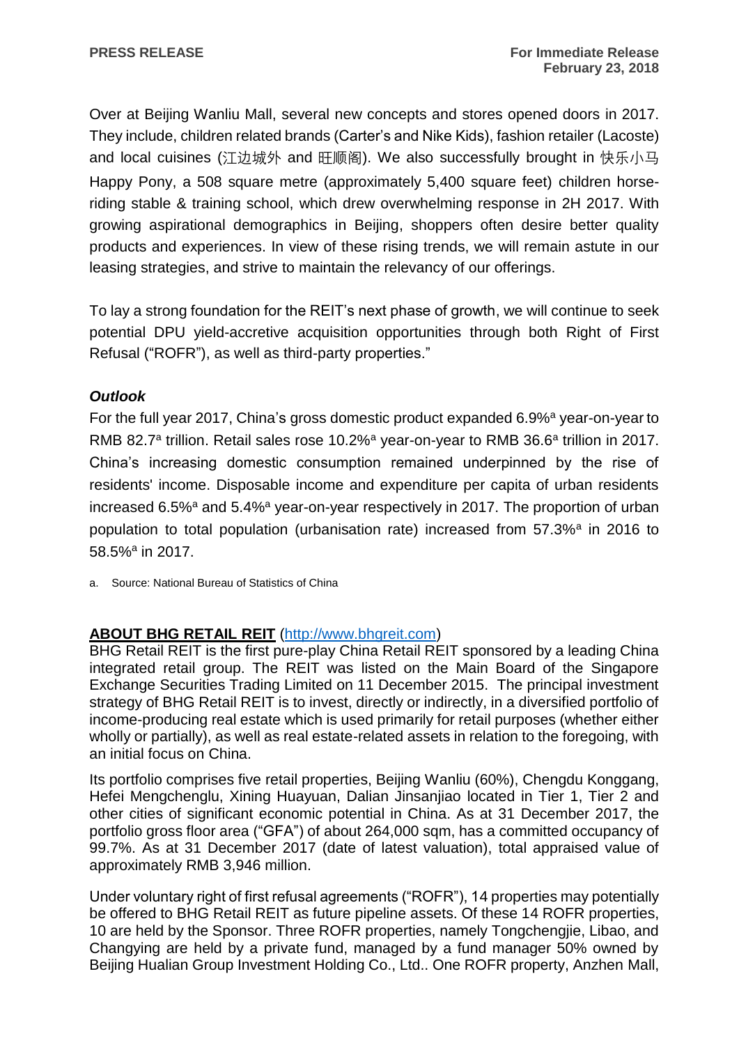Over at Beijing Wanliu Mall, several new concepts and stores opened doors in 2017. They include, children related brands (Carter's and Nike Kids), fashion retailer (Lacoste) and local cuisines (江边城外 and 旺顺阁). We also successfully brought in 快乐小马 Happy Pony, a 508 square metre (approximately 5,400 square feet) children horse-riding stable & training school, which drew overwhelming response in 2H 2017. With growing aspirational demographics in Beijing, shoppers often desire better quality products and experiences. In view of these rising trends, we will remain astute in our leasing strategies, and strive to maintain the relevancy of our offerings.

To lay a strong foundation for the REIT's next phase of growth, we will continue to seek potential DPU yield-accretive acquisition opportunities through both Right of First Refusal ("ROFR"), as well as third-party properties."

### *Outlook*

For the full year 2017, China's gross domestic product expanded 6.9%[a] year-on-year to RMB 82.7[a] trillion. Retail sales rose 10.2%[a] year-on-year to RMB 36.6[a] trillion in 2017. China's increasing domestic consumption remained underpinned by the rise of residents' income. Disposable income and expenditure per capita of urban residents increased 6.5%[a] and 5.4%[a] year-on-year respectively in 2017. The proportion of urban population to total population (urbanisation rate) increased from 57.3%[a] in 2016 to 58.5%[a] in 2017.

a. Source: National Bureau of Statistics of China

**ABOUT BHG RETAIL REIT** (http://www.bhgreit.com)

BHG Retail REIT is the first pure-play China Retail REIT sponsored by a leading China integrated retail group. The REIT was listed on the Main Board of the Singapore Exchange Securities Trading Limited on 11 December 2015. The principal investment strategy of BHG Retail REIT is to invest, directly or indirectly, in a diversified portfolio of income-producing real estate which is used primarily for retail purposes (whether either wholly or partially), as well as real estate-related assets in relation to the foregoing, with an initial focus on China.

Its portfolio comprises five retail properties, Beijing Wanliu (60%), Chengdu Konggang, Hefei Mengchenglu, Xining Huayuan, Dalian Jinsanjiao located in Tier 1, Tier 2 and other cities of significant economic potential in China. As at 31 December 2017, the portfolio gross floor area ("GFA") of about 264,000 sqm, has a committed occupancy of 99.7%. As at 31 December 2017 (date of latest valuation), total appraised value of approximately RMB 3,946 million.

Under voluntary right of first refusal agreements ("ROFR"), 14 properties may potentially be offered to BHG Retail REIT as future pipeline assets. Of these 14 ROFR properties, 10 are held by the Sponsor. Three ROFR properties, namely Tongchengjie, Libao, and Changying are held by a private fund, managed by a fund manager 50% owned by Beijing Hualian Group Investment Holding Co., Ltd.. One ROFR property, Anzhen Mall,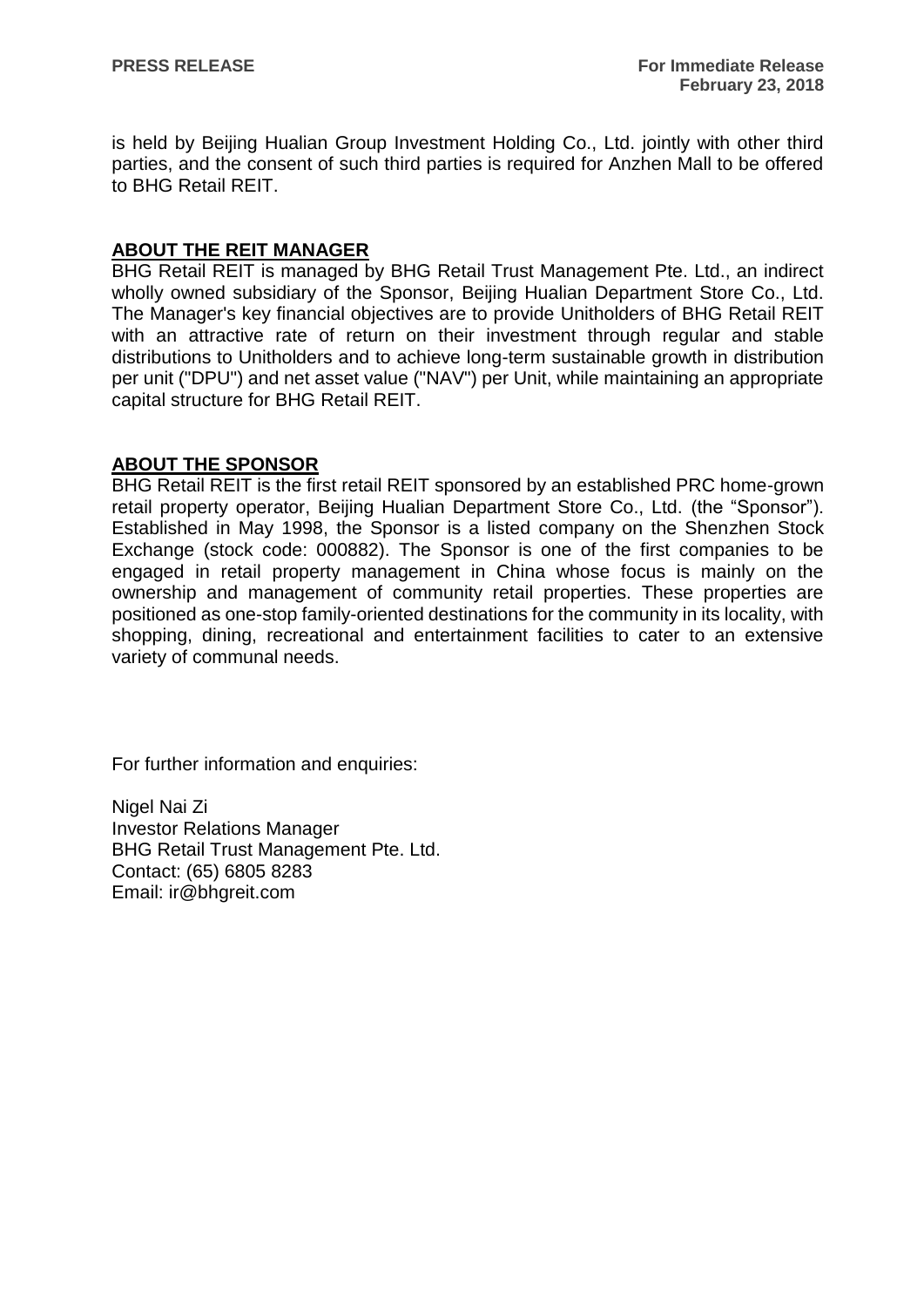is held by Beijing Hualian Group Investment Holding Co., Ltd. jointly with other third parties, and the consent of such third parties is required for Anzhen Mall to be offered to BHG Retail REIT.

## ABOUT THE REIT MANAGER

BHG Retail REIT is managed by BHG Retail Trust Management Pte. Ltd., an indirect wholly owned subsidiary of the Sponsor, Beijing Hualian Department Store Co., Ltd. The Manager's key financial objectives are to provide Unitholders of BHG Retail REIT with an attractive rate of return on their investment through regular and stable distributions to Unitholders and to achieve long-term sustainable growth in distribution per unit ("DPU") and net asset value ("NAV") per Unit, while maintaining an appropriate capital structure for BHG Retail REIT.

## ABOUT THE SPONSOR

BHG Retail REIT is the first retail REIT sponsored by an established PRC home-grown retail property operator, Beijing Hualian Department Store Co., Ltd. (the "Sponsor"). Established in May 1998, the Sponsor is a listed company on the Shenzhen Stock Exchange (stock code: 000882). The Sponsor is one of the first companies to be engaged in retail property management in China whose focus is mainly on the ownership and management of community retail properties. These properties are positioned as one-stop family-oriented destinations for the community in its locality, with shopping, dining, recreational and entertainment facilities to cater to an extensive variety of communal needs.

For further information and enquiries:

Nigel Nai Zi
Investor Relations Manager
BHG Retail Trust Management Pte. Ltd.
Contact: (65) 6805 8283
Email: ir@bhgreit.com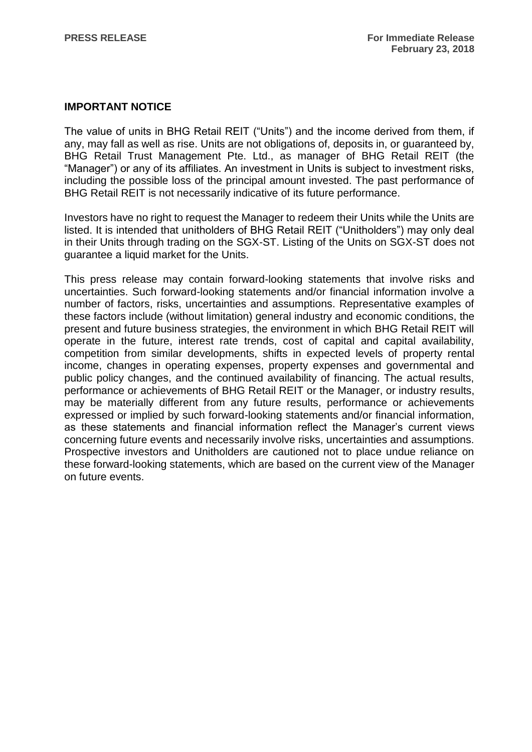**PRESS RELEASE** **For Immediate Release**
**February 23, 2018**

**IMPORTANT NOTICE**

The value of units in BHG Retail REIT ("Units") and the income derived from them, if any, may fall as well as rise. Units are not obligations of, deposits in, or guaranteed by, BHG Retail Trust Management Pte. Ltd., as manager of BHG Retail REIT (the "Manager") or any of its affiliates. An investment in Units is subject to investment risks, including the possible loss of the principal amount invested. The past performance of BHG Retail REIT is not necessarily indicative of its future performance.

Investors have no right to request the Manager to redeem their Units while the Units are listed. It is intended that unitholders of BHG Retail REIT ("Unitholders") may only deal in their Units through trading on the SGX-ST. Listing of the Units on SGX-ST does not guarantee a liquid market for the Units.

This press release may contain forward-looking statements that involve risks and uncertainties. Such forward-looking statements and/or financial information involve a number of factors, risks, uncertainties and assumptions. Representative examples of these factors include (without limitation) general industry and economic conditions, the present and future business strategies, the environment in which BHG Retail REIT will operate in the future, interest rate trends, cost of capital and capital availability, competition from similar developments, shifts in expected levels of property rental income, changes in operating expenses, property expenses and governmental and public policy changes, and the continued availability of financing. The actual results, performance or achievements of BHG Retail REIT or the Manager, or industry results, may be materially different from any future results, performance or achievements expressed or implied by such forward-looking statements and/or financial information, as these statements and financial information reflect the Manager's current views concerning future events and necessarily involve risks, uncertainties and assumptions. Prospective investors and Unitholders are cautioned not to place undue reliance on these forward-looking statements, which are based on the current view of the Manager on future events.